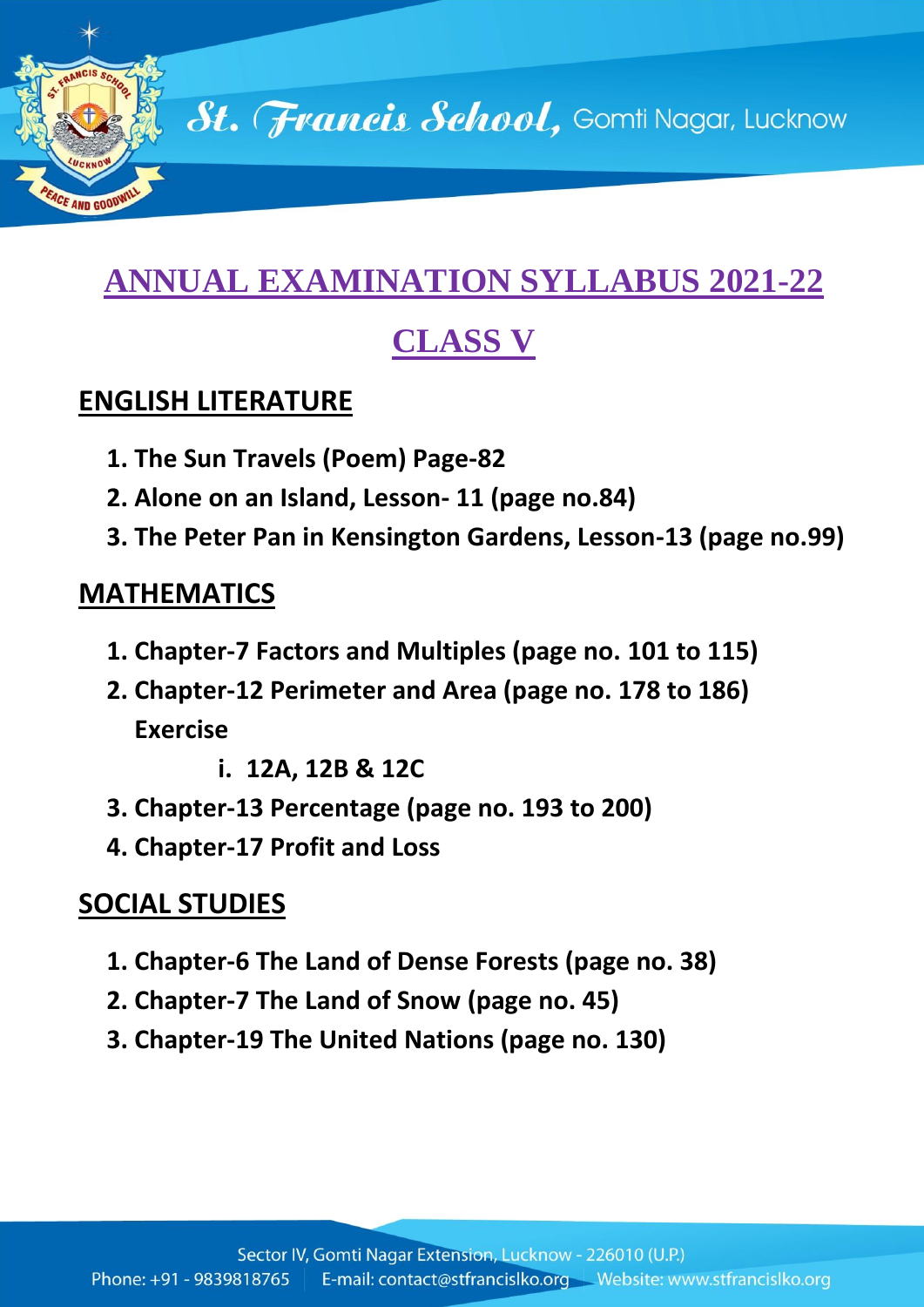St. Francis School, Gomti Nagar, Lucknow

# ANNUAL EXAMINATION SYLLABUS 2021-22

## CLASS V

### ENGLISH LITERATURE

1. **The Sun Travels (Poem) Page-82**
2. **Alone on an Island, Lesson- 11 (page no.84)**
3. **The Peter Pan in Kensington Gardens, Lesson-13 (page no.99)**

### MATHEMATICS

1. **Chapter-7 Factors and Multiples (page no. 101 to 115)**
2. **Chapter-12 Perimeter and Area (page no. 178 to 186)**
   **Exercise**
   i. **12A, 12B & 12C**
3. **Chapter-13 Percentage (page no. 193 to 200)**
4. **Chapter-17 Profit and Loss**

### SOCIAL STUDIES

1. **Chapter-6 The Land of Dense Forests (page no. 38)**
2. **Chapter-7 The Land of Snow (page no. 45)**
3. **Chapter-19 The United Nations (page no. 130)**

Sector IV, Gomti Nagar Extension, Lucknow - 226010 (U.P.)
Phone: +91 - 9839818765 | E-mail: contact@stfrancislko.org | Website: www.stfrancislko.org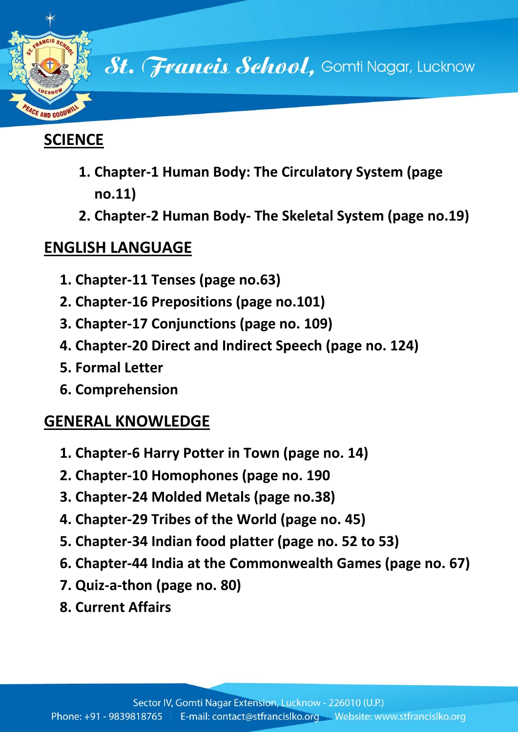## SCIENCE

1. Chapter-1 Human Body: The Circulatory System (page no.11)
2. Chapter-2 Human Body- The Skeletal System (page no.19)

## ENGLISH LANGUAGE

1. Chapter-11 Tenses (page no.63)
2. Chapter-16 Prepositions (page no.101)
3. Chapter-17 Conjunctions (page no. 109)
4. Chapter-20 Direct and Indirect Speech (page no. 124)
5. Formal Letter
6. Comprehension

## GENERAL KNOWLEDGE

1. Chapter-6 Harry Potter in Town (page no. 14)
2. Chapter-10 Homophones (page no. 190
3. Chapter-24 Molded Metals (page no.38)
4. Chapter-29 Tribes of the World (page no. 45)
5. Chapter-34 Indian food platter (page no. 52 to 53)
6. Chapter-44 India at the Commonwealth Games (page no. 67)
7. Quiz-a-thon (page no. 80)
8. Current Affairs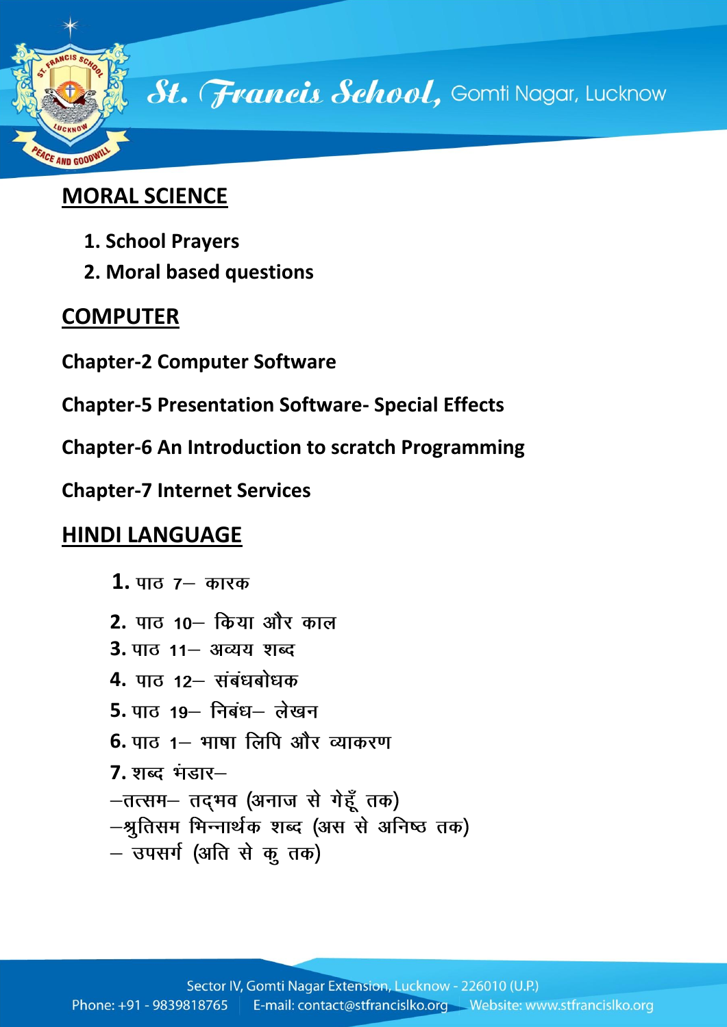## MORAL SCIENCE

1. School Prayers
2. Moral based questions

## COMPUTER

**Chapter-2 Computer Software**

**Chapter-5 Presentation Software- Special Effects**

**Chapter-6 An Introduction to scratch Programming**

**Chapter-7 Internet Services**

## HINDI LANGUAGE

1. पाठ 7– कारक
2. पाठ 10– क्रिया और काल
3. पाठ 11– अव्यय शब्द
4. पाठ 12– संबंधबोधक
5. पाठ 19– निबंध– लेखन
6. पाठ 1– भाषा लिपि और व्याकरण
7. शब्द भंडार–

–तत्सम– तद्भव (अनाज से गेहूँ तक)

–श्रुतिसम भिन्नार्थक शब्द (अस से अनिष्ठ तक)

– उपसर्ग (अति से कु तक)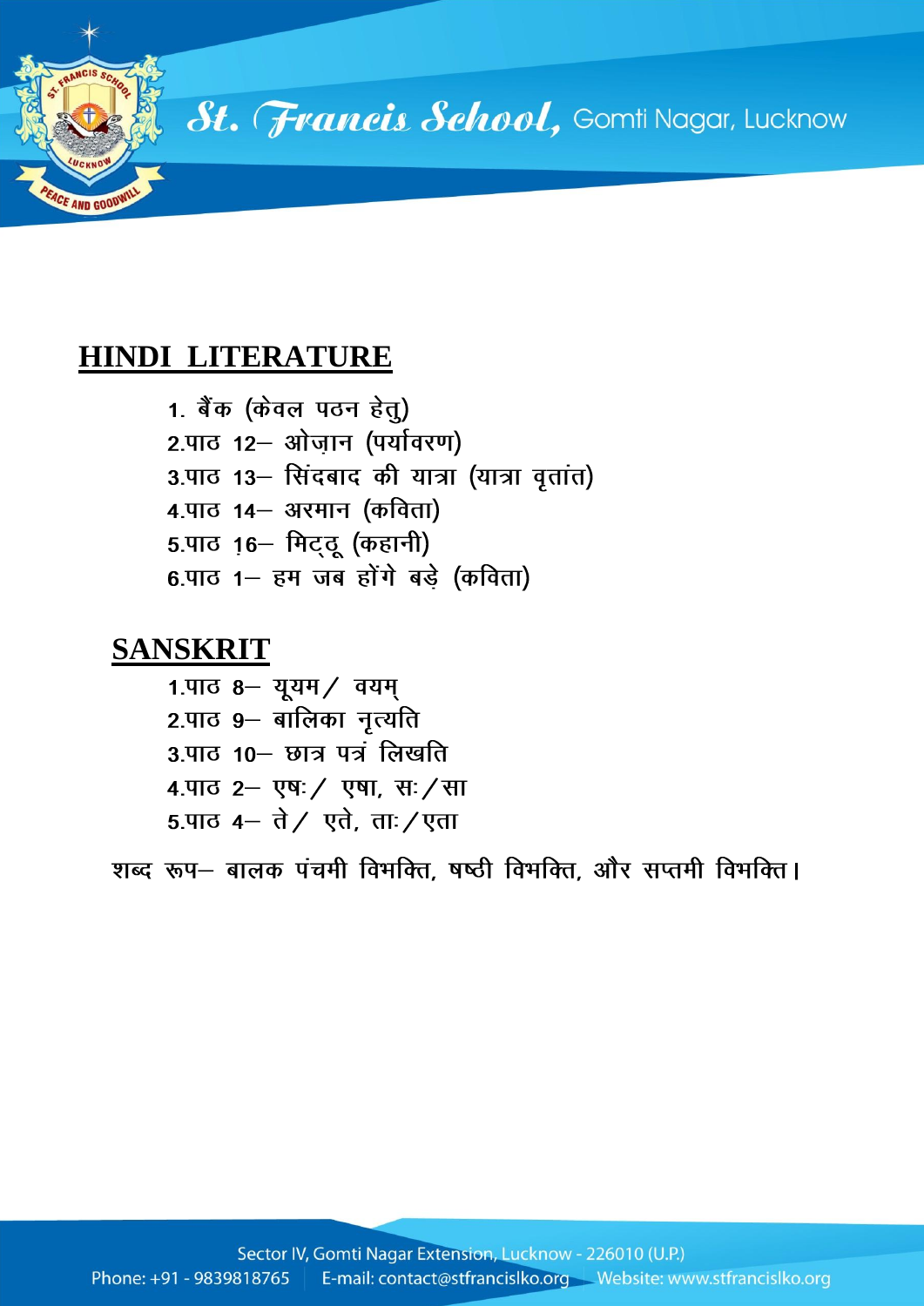## HINDI LITERATURE

1. बैंक (केवल पठन हेतु)
2. पाठ 12– ओज़ान (पर्यावरण)
3. पाठ 13– सिंदबाद की यात्रा (यात्रा वृतांत)
4. पाठ 14– अरमान (कविता)
5. पाठ 16– मिट्ठू (कहानी)
6. पाठ 1– हम जब होंगे बड़े (कविता)

## SANSKRIT

1. पाठ 8– यूयम / वयम्
2. पाठ 9– बालिका नृत्यति
3. पाठ 10– छात्र पत्रं लिखति
4. पाठ 2– एषः / एषा, सः / सा
5. पाठ 4– ते / एते, ताः / एता

शब्द रूप– बालक पंचमी विभक्ति, षष्ठी विभक्ति, और सप्तमी विभक्ति।